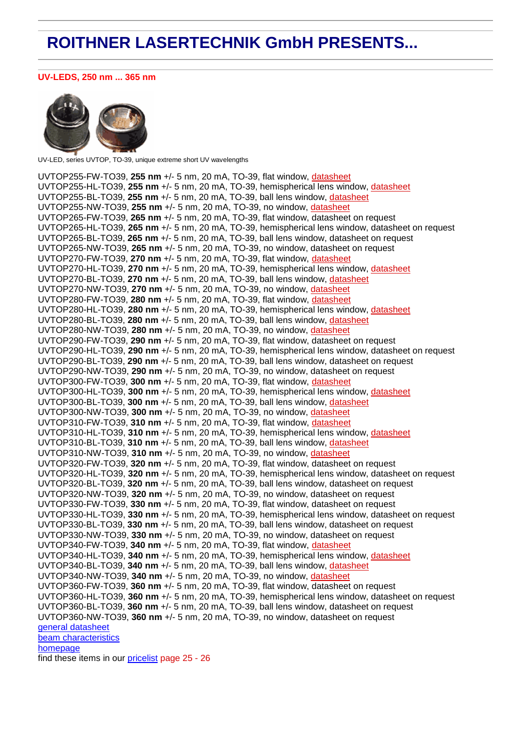# ROITHNER LASERTECHNIK GmbH PRESENTS...

**UV-LEDS, 250 nm ... 365 nm**

UV-LED, series UVTOP, TO-39, unique extreme short UV wavelengths

UVTOP255-FW-TO39, **255 nm** +/- 5 nm, 20 mA, TO-39, flat window, datasheet
UVTOP255-HL-TO39, **255 nm** +/- 5 nm, 20 mA, TO-39, hemispherical lens window, datasheet
UVTOP255-BL-TO39, **255 nm** +/- 5 nm, 20 mA, TO-39, ball lens window, datasheet
UVTOP255-NW-TO39, **255 nm** +/- 5 nm, 20 mA, TO-39, no window, datasheet
UVTOP265-FW-TO39, **265 nm** +/- 5 nm, 20 mA, TO-39, flat window, datasheet on request
UVTOP265-HL-TO39, **265 nm** +/- 5 nm, 20 mA, TO-39, hemispherical lens window, datasheet on request
UVTOP265-BL-TO39, **265 nm** +/- 5 nm, 20 mA, TO-39, ball lens window, datasheet on request
UVTOP265-NW-TO39, **265 nm** +/- 5 nm, 20 mA, TO-39, no window, datasheet on request
UVTOP270-FW-TO39, **270 nm** +/- 5 nm, 20 mA, TO-39, flat window, datasheet
UVTOP270-HL-TO39, **270 nm** +/- 5 nm, 20 mA, TO-39, hemispherical lens window, datasheet
UVTOP270-BL-TO39, **270 nm** +/- 5 nm, 20 mA, TO-39, ball lens window, datasheet
UVTOP270-NW-TO39, **270 nm** +/- 5 nm, 20 mA, TO-39, no window, datasheet
UVTOP280-FW-TO39, **280 nm** +/- 5 nm, 20 mA, TO-39, flat window, datasheet
UVTOP280-HL-TO39, **280 nm** +/- 5 nm, 20 mA, TO-39, hemispherical lens window, datasheet
UVTOP280-BL-TO39, **280 nm** +/- 5 nm, 20 mA, TO-39, ball lens window, datasheet
UVTOP280-NW-TO39, **280 nm** +/- 5 nm, 20 mA, TO-39, no window, datasheet
UVTOP290-FW-TO39, **290 nm** +/- 5 nm, 20 mA, TO-39, flat window, datasheet on request
UVTOP290-HL-TO39, **290 nm** +/- 5 nm, 20 mA, TO-39, hemispherical lens window, datasheet on request
UVTOP290-BL-TO39, **290 nm** +/- 5 nm, 20 mA, TO-39, ball lens window, datasheet on request
UVTOP290-NW-TO39, **290 nm** +/- 5 nm, 20 mA, TO-39, no window, datasheet on request
UVTOP300-FW-TO39, **300 nm** +/- 5 nm, 20 mA, TO-39, flat window, datasheet
UVTOP300-HL-TO39, **300 nm** +/- 5 nm, 20 mA, TO-39, hemispherical lens window, datasheet
UVTOP300-BL-TO39, **300 nm** +/- 5 nm, 20 mA, TO-39, ball lens window, datasheet
UVTOP300-NW-TO39, **300 nm** +/- 5 nm, 20 mA, TO-39, no window, datasheet
UVTOP310-FW-TO39, **310 nm** +/- 5 nm, 20 mA, TO-39, flat window, datasheet
UVTOP310-HL-TO39, **310 nm** +/- 5 nm, 20 mA, TO-39, hemispherical lens window, datasheet
UVTOP310-BL-TO39, **310 nm** +/- 5 nm, 20 mA, TO-39, ball lens window, datasheet
UVTOP310-NW-TO39, **310 nm** +/- 5 nm, 20 mA, TO-39, no window, datasheet
UVTOP320-FW-TO39, **320 nm** +/- 5 nm, 20 mA, TO-39, flat window, datasheet on request
UVTOP320-HL-TO39, **320 nm** +/- 5 nm, 20 mA, TO-39, hemispherical lens window, datasheet on request
UVTOP320-BL-TO39, **320 nm** +/- 5 nm, 20 mA, TO-39, ball lens window, datasheet on request
UVTOP320-NW-TO39, **320 nm** +/- 5 nm, 20 mA, TO-39, no window, datasheet on request
UVTOP330-FW-TO39, **330 nm** +/- 5 nm, 20 mA, TO-39, flat window, datasheet on request
UVTOP330-HL-TO39, **330 nm** +/- 5 nm, 20 mA, TO-39, hemispherical lens window, datasheet on request
UVTOP330-BL-TO39, **330 nm** +/- 5 nm, 20 mA, TO-39, ball lens window, datasheet on request
UVTOP330-NW-TO39, **330 nm** +/- 5 nm, 20 mA, TO-39, no window, datasheet on request
UVTOP340-FW-TO39, **340 nm** +/- 5 nm, 20 mA, TO-39, flat window, datasheet
UVTOP340-HL-TO39, **340 nm** +/- 5 nm, 20 mA, TO-39, hemispherical lens window, datasheet
UVTOP340-BL-TO39, **340 nm** +/- 5 nm, 20 mA, TO-39, ball lens window, datasheet
UVTOP340-NW-TO39, **340 nm** +/- 5 nm, 20 mA, TO-39, no window, datasheet
UVTOP360-FW-TO39, **360 nm** +/- 5 nm, 20 mA, TO-39, flat window, datasheet on request
UVTOP360-HL-TO39, **360 nm** +/- 5 nm, 20 mA, TO-39, hemispherical lens window, datasheet on request
UVTOP360-BL-TO39, **360 nm** +/- 5 nm, 20 mA, TO-39, ball lens window, datasheet on request
UVTOP360-NW-TO39, **360 nm** +/- 5 nm, 20 mA, TO-39, no window, datasheet on request

general datasheet
beam characteristics
homepage
find these items in our pricelist page 25 - 26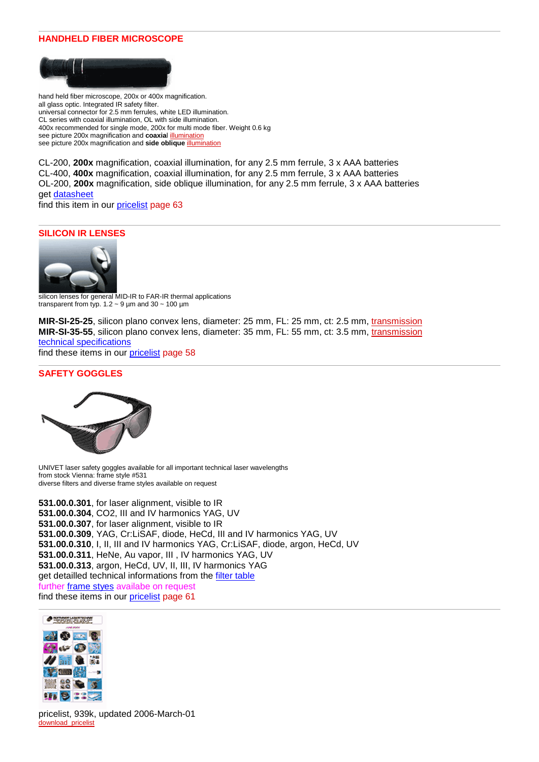## HANDHELD FIBER MICROSCOPE

hand held fiber microscope, 200x or 400x magnification.
all glass optic. Integrated IR safety filter.
universal connector for 2.5 mm ferrules, white LED illumination.
CL series with coaxial illumination, OL with side illumination.
400x recommended for single mode, 200x for multi mode fiber. Weight 0.6 kg
see picture 200x magnification and **coaxial** illumination
see picture 200x magnification and **side oblique** illumination

CL-200, **200x** magnification, coaxial illumination, for any 2.5 mm ferrule, 3 x AAA batteries
CL-400, **400x** magnification, coaxial illumination, for any 2.5 mm ferrule, 3 x AAA batteries
OL-200, **200x** magnification, side oblique illumination, for any 2.5 mm ferrule, 3 x AAA batteries
get datasheet
find this item in our pricelist page 63

## SILICON IR LENSES

silicon lenses for general MID-IR to FAR-IR thermal applications
transparent from typ. 1.2 ~ 9 µm and 30 ~ 100 µm

**MIR-SI-25-25**, silicon plano convex lens, diameter: 25 mm, FL: 25 mm, ct: 2.5 mm, transmission
**MIR-SI-35-55**, silicon plano convex lens, diameter: 35 mm, FL: 55 mm, ct: 3.5 mm, transmission
technical specifications
find these items in our pricelist page 58

## SAFETY GOGGLES

UNIVET laser safety goggles available for all important technical laser wavelengths
from stock Vienna: frame style #531
diverse filters and diverse frame styles available on request

**531.00.0.301**, for laser alignment, visible to IR
**531.00.0.304**, CO2, III and IV harmonics YAG, UV
**531.00.0.307**, for laser alignment, visible to IR
**531.00.0.309**, YAG, Cr:LiSAF, diode, HeCd, III and IV harmonics YAG, UV
**531.00.0.310**, I, II, III and IV harmonics YAG, Cr:LiSAF, diode, argon, HeCd, UV
**531.00.0.311**, HeNe, Au vapor, III , IV harmonics YAG, UV
**531.00.0.313**, argon, HeCd, UV, II, III, IV harmonics YAG
get detailled technical informations from the filter table
further frame styes availabe on request
find these items in our pricelist page 61

pricelist, 939k, updated 2006-March-01
download pricelist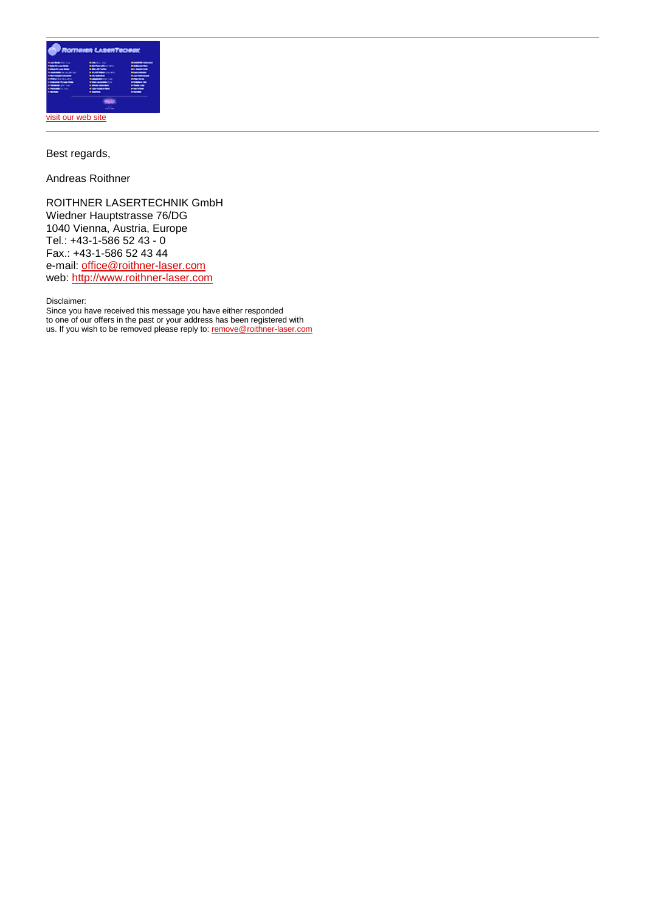---

visit our web site

---

Best regards,

Andreas Roithner

ROITHNER LASERTECHNIK GmbH
Wiedner Hauptstrasse 76/DG
1040 Vienna, Austria, Europe
Tel.: +43-1-586 52 43 - 0
Fax.: +43-1-586 52 43 44
e-mail: office@roithner-laser.com
web: http://www.roithner-laser.com

Disclaimer:
Since you have received this message you have either responded
to one of our offers in the past or your address has been registered with
us. If you wish to be removed please reply to: remove@roithner-laser.com